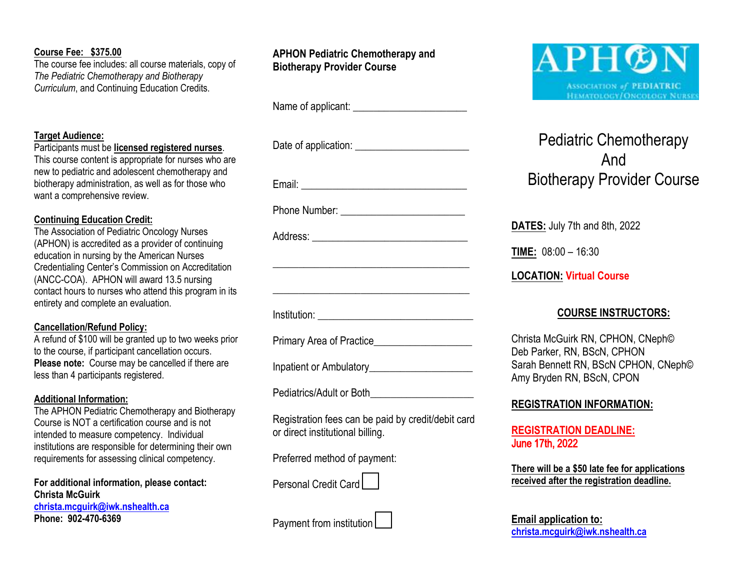**Course Fee: $375.00**

The course fee includes: all course materials, copy of *The Pediatric Chemotherapy and Biotherapy Curriculum*, and Continuing Education Credits.

**Target Audience:**

Participants must be **licensed registered nurses**. This course content is appropriate for nurses who are new to pediatric and adolescent chemotherapy and biotherapy administration, as well as for those who want a comprehensive review.

**Continuing Education Credit:**

The Association of Pediatric Oncology Nurses (APHON) is accredited as a provider of continuing education in nursing by the American Nurses Credentialing Center's Commission on Accreditation (ANCC-COA). APHON will award 13.5 nursing contact hours to nurses who attend this program in its entirety and complete an evaluation.

**Cancellation/Refund Policy:**

A refund of $100 will be granted up to two weeks prior to the course, if participant cancellation occurs. **Please note:** Course may be cancelled if there are less than 4 participants registered.

**Additional Information:**

The APHON Pediatric Chemotherapy and Biotherapy Course is NOT a certification course and is not intended to measure competency. Individual institutions are responsible for determining their own requirements for assessing clinical competency.

**For additional information, please contact:**
**Christa McGuirk**
**christa.mcguirk@iwk.nshealth.ca**
**Phone: 902-470-6369**

**APHON Pediatric Chemotherapy and Biotherapy Provider Course**

Name of applicant: ______________________

Date of application: ______________________

Email: ________________________________

Phone Number: ________________________

Address: ______________________________

_______________________________________

_______________________________________

Institution: _____________________________

Primary Area of Practice___________________

Inpatient or Ambulatory___________________

Pediatrics/Adult or Both___________________

Registration fees can be paid by credit/debit card or direct institutional billing.

Preferred method of payment:

Personal Credit Card ☐

Payment from institution ☐

APHON
ASSOCIATION of PEDIATRIC HEMATOLOGY/ONCOLOGY NURSES

# Pediatric Chemotherapy And Biotherapy Provider Course

**DATES:** July 7th and 8th, 2022

**TIME:** 08:00 – 16:30

**LOCATION:** Virtual Course

**COURSE INSTRUCTORS:**

Christa McGuirk RN, CPHON, CNeph©
Deb Parker, RN, BScN, CPHON
Sarah Bennett RN, BScN CPHON, CNeph©
Amy Bryden RN, BScN, CPON

**REGISTRATION INFORMATION:**

**REGISTRATION DEADLINE:**
**June 17th, 2022**

**There will be a $50 late fee for applications received after the registration deadline.**

**Email application to:**
**christa.mcguirk@iwk.nshealth.ca**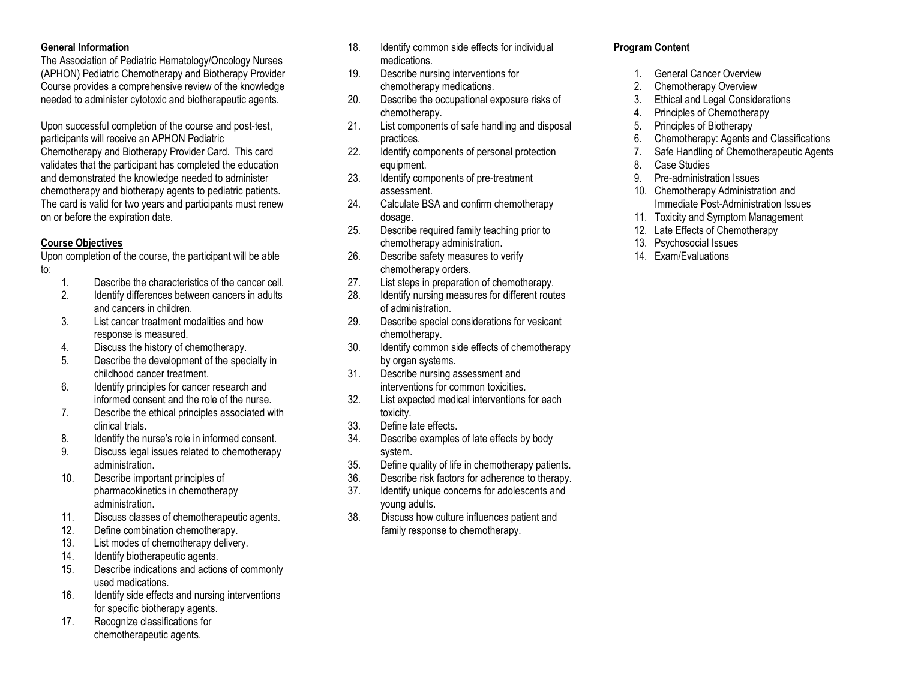**General Information**

The Association of Pediatric Hematology/Oncology Nurses (APHON) Pediatric Chemotherapy and Biotherapy Provider Course provides a comprehensive review of the knowledge needed to administer cytotoxic and biotherapeutic agents.

Upon successful completion of the course and post-test, participants will receive an APHON Pediatric Chemotherapy and Biotherapy Provider Card. This card validates that the participant has completed the education and demonstrated the knowledge needed to administer chemotherapy and biotherapy agents to pediatric patients. The card is valid for two years and participants must renew on or before the expiration date.

**Course Objectives**

Upon completion of the course, the participant will be able to:

1. Describe the characteristics of the cancer cell.
2. Identify differences between cancers in adults and cancers in children.
3. List cancer treatment modalities and how response is measured.
4. Discuss the history of chemotherapy.
5. Describe the development of the specialty in childhood cancer treatment.
6. Identify principles for cancer research and informed consent and the role of the nurse.
7. Describe the ethical principles associated with clinical trials.
8. Identify the nurse's role in informed consent.
9. Discuss legal issues related to chemotherapy administration.
10. Describe important principles of pharmacokinetics in chemotherapy administration.
11. Discuss classes of chemotherapeutic agents.
12. Define combination chemotherapy.
13. List modes of chemotherapy delivery.
14. Identify biotherapeutic agents.
15. Describe indications and actions of commonly used medications.
16. Identify side effects and nursing interventions for specific biotherapy agents.
17. Recognize classifications for chemotherapeutic agents.
18. Identify common side effects for individual medications.
19. Describe nursing interventions for chemotherapy medications.
20. Describe the occupational exposure risks of chemotherapy.
21. List components of safe handling and disposal practices.
22. Identify components of personal protection equipment.
23. Identify components of pre-treatment assessment.
24. Calculate BSA and confirm chemotherapy dosage.
25. Describe required family teaching prior to chemotherapy administration.
26. Describe safety measures to verify chemotherapy orders.
27. List steps in preparation of chemotherapy.
28. Identify nursing measures for different routes of administration.
29. Describe special considerations for vesicant chemotherapy.
30. Identify common side effects of chemotherapy by organ systems.
31. Describe nursing assessment and interventions for common toxicities.
32. List expected medical interventions for each toxicity.
33. Define late effects.
34. Describe examples of late effects by body system.
35. Define quality of life in chemotherapy patients.
36. Describe risk factors for adherence to therapy.
37. Identify unique concerns for adolescents and young adults.
38. Discuss how culture influences patient and family response to chemotherapy.

**Program Content**

1. General Cancer Overview
2. Chemotherapy Overview
3. Ethical and Legal Considerations
4. Principles of Chemotherapy
5. Principles of Biotherapy
6. Chemotherapy: Agents and Classifications
7. Safe Handling of Chemotherapeutic Agents
8. Case Studies
9. Pre-administration Issues
10. Chemotherapy Administration and Immediate Post-Administration Issues
11. Toxicity and Symptom Management
12. Late Effects of Chemotherapy
13. Psychosocial Issues
14. Exam/Evaluations